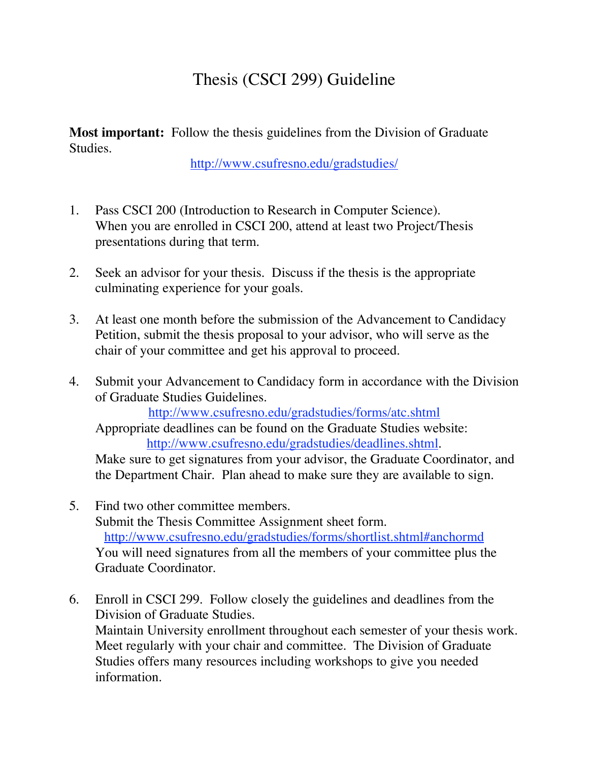# Thesis (CSCI 299) Guideline

**Most important:** Follow the thesis guidelines from the Division of Graduate Studies.

http://www.csufresno.edu/gradstudies/

1. Pass CSCI 200 (Introduction to Research in Computer Science).
   When you are enrolled in CSCI 200, attend at least two Project/Thesis presentations during that term.

2. Seek an advisor for your thesis. Discuss if the thesis is the appropriate culminating experience for your goals.

3. At least one month before the submission of the Advancement to Candidacy Petition, submit the thesis proposal to your advisor, who will serve as the chair of your committee and get his approval to proceed.

4. Submit your Advancement to Candidacy form in accordance with the Division of Graduate Studies Guidelines.
   http://www.csufresno.edu/gradstudies/forms/atc.shtml
   Appropriate deadlines can be found on the Graduate Studies website:
   http://www.csufresno.edu/gradstudies/deadlines.shtml.
   Make sure to get signatures from your advisor, the Graduate Coordinator, and the Department Chair. Plan ahead to make sure they are available to sign.

5. Find two other committee members.
   Submit the Thesis Committee Assignment sheet form.
   http://www.csufresno.edu/gradstudies/forms/shortlist.shtml#anchormd
   You will need signatures from all the members of your committee plus the Graduate Coordinator.

6. Enroll in CSCI 299. Follow closely the guidelines and deadlines from the Division of Graduate Studies.
   Maintain University enrollment throughout each semester of your thesis work.
   Meet regularly with your chair and committee. The Division of Graduate Studies offers many resources including workshops to give you needed information.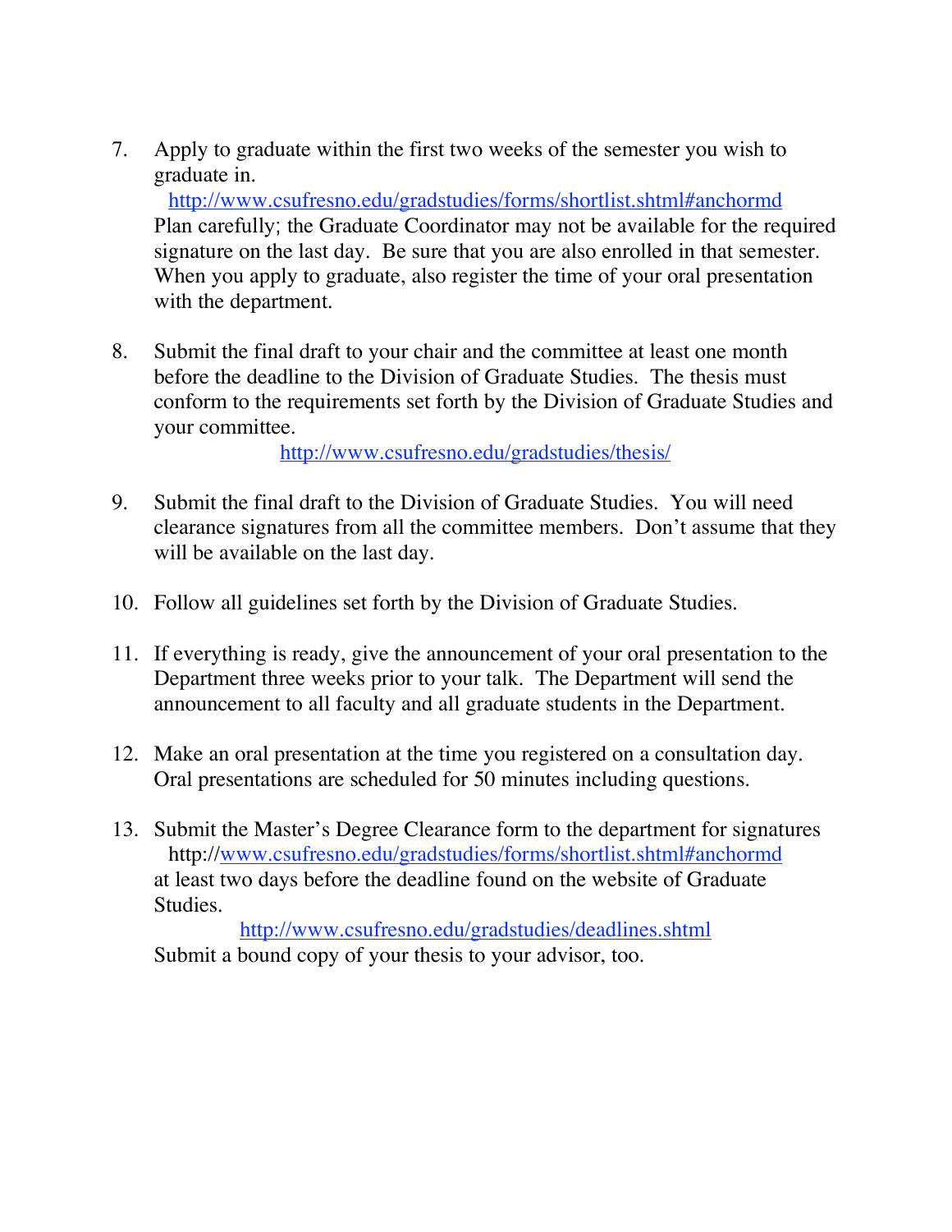7. Apply to graduate within the first two weeks of the semester you wish to graduate in.
   http://www.csufresno.edu/gradstudies/forms/shortlist.shtml#anchormd
   Plan carefully; the Graduate Coordinator may not be available for the required signature on the last day. Be sure that you are also enrolled in that semester. When you apply to graduate, also register the time of your oral presentation with the department.

8. Submit the final draft to your chair and the committee at least one month before the deadline to the Division of Graduate Studies. The thesis must conform to the requirements set forth by the Division of Graduate Studies and your committee.
   http://www.csufresno.edu/gradstudies/thesis/

9. Submit the final draft to the Division of Graduate Studies. You will need clearance signatures from all the committee members. Don't assume that they will be available on the last day.

10. Follow all guidelines set forth by the Division of Graduate Studies.

11. If everything is ready, give the announcement of your oral presentation to the Department three weeks prior to your talk. The Department will send the announcement to all faculty and all graduate students in the Department.

12. Make an oral presentation at the time you registered on a consultation day. Oral presentations are scheduled for 50 minutes including questions.

13. Submit the Master's Degree Clearance form to the department for signatures
    http://www.csufresno.edu/gradstudies/forms/shortlist.shtml#anchormd
    at least two days before the deadline found on the website of Graduate Studies.
    http://www.csufresno.edu/gradstudies/deadlines.shtml
    Submit a bound copy of your thesis to your advisor, too.